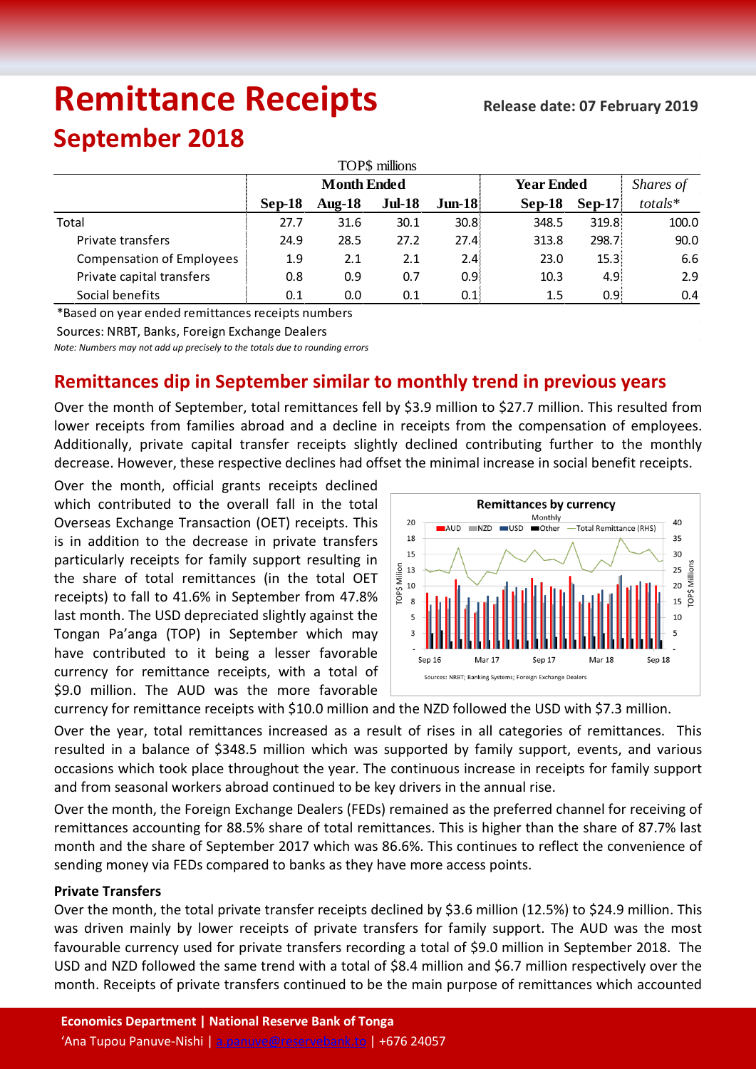# Remittance Receipts

**Release date: 07 February 2019**

# September 2018

| TOP$ millions | Month Ended | | | | Year Ended | | Shares of |
|---|---|---|---|---|---|---|---|
| | **Sep-18** | **Aug-18** | **Jul-18** | **Jun-18** | **Sep-18** | **Sep-17** | *totals** |
| Total | 27.7 | 31.6 | 30.1 | 30.8 | 348.5 | 319.8 | 100.0 |
| Private transfers | 24.9 | 28.5 | 27.2 | 27.4 | 313.8 | 298.7 | 90.0 |
| Compensation of Employees | 1.9 | 2.1 | 2.1 | 2.4 | 23.0 | 15.3 | 6.6 |
| Private capital transfers | 0.8 | 0.9 | 0.7 | 0.9 | 10.3 | 4.9 | 2.9 |
| Social benefits | 0.1 | 0.0 | 0.1 | 0.1 | 1.5 | 0.9 | 0.4 |

*Based on year ended remittances receipts numbers

Sources: NRBT, Banks, Foreign Exchange Dealers

*Note: Numbers may not add up precisely to the totals due to rounding errors*

## Remittances dip in September similar to monthly trend in previous years

Over the month of September, total remittances fell by $3.9 million to $27.7 million. This resulted from lower receipts from families abroad and a decline in receipts from the compensation of employees. Additionally, private capital transfer receipts slightly declined contributing further to the monthly decrease. However, these respective declines had offset the minimal increase in social benefit receipts.

Over the month, official grants receipts declined which contributed to the overall fall in the total Overseas Exchange Transaction (OET) receipts. This is in addition to the decrease in private transfers particularly receipts for family support resulting in the share of total remittances (in the total OET receipts) to fall to 41.6% in September from 47.8% last month. The USD depreciated slightly against the Tongan Pa'anga (TOP) in September which may have contributed to it being a lesser favorable currency for remittance receipts, with a total of $9.0 million. The AUD was the more favorable currency for remittance receipts with $10.0 million and the NZD followed the USD with $7.3 million.

Over the year, total remittances increased as a result of rises in all categories of remittances. This resulted in a balance of $348.5 million which was supported by family support, events, and various occasions which took place throughout the year. The continuous increase in receipts for family support and from seasonal workers abroad continued to be key drivers in the annual rise.

Over the month, the Foreign Exchange Dealers (FEDs) remained as the preferred channel for receiving of remittances accounting for 88.5% share of total remittances. This is higher than the share of 87.7% last month and the share of September 2017 which was 86.6%. This continues to reflect the convenience of sending money via FEDs compared to banks as they have more access points.

**Private Transfers**

Over the month, the total private transfer receipts declined by $3.6 million (12.5%) to $24.9 million. This was driven mainly by lower receipts of private transfers for family support. The AUD was the most favourable currency used for private transfers recording a total of $9.0 million in September 2018. The USD and NZD followed the same trend with a total of $8.4 million and $6.7 million respectively over the month. Receipts of private transfers continued to be the main purpose of remittances which accounted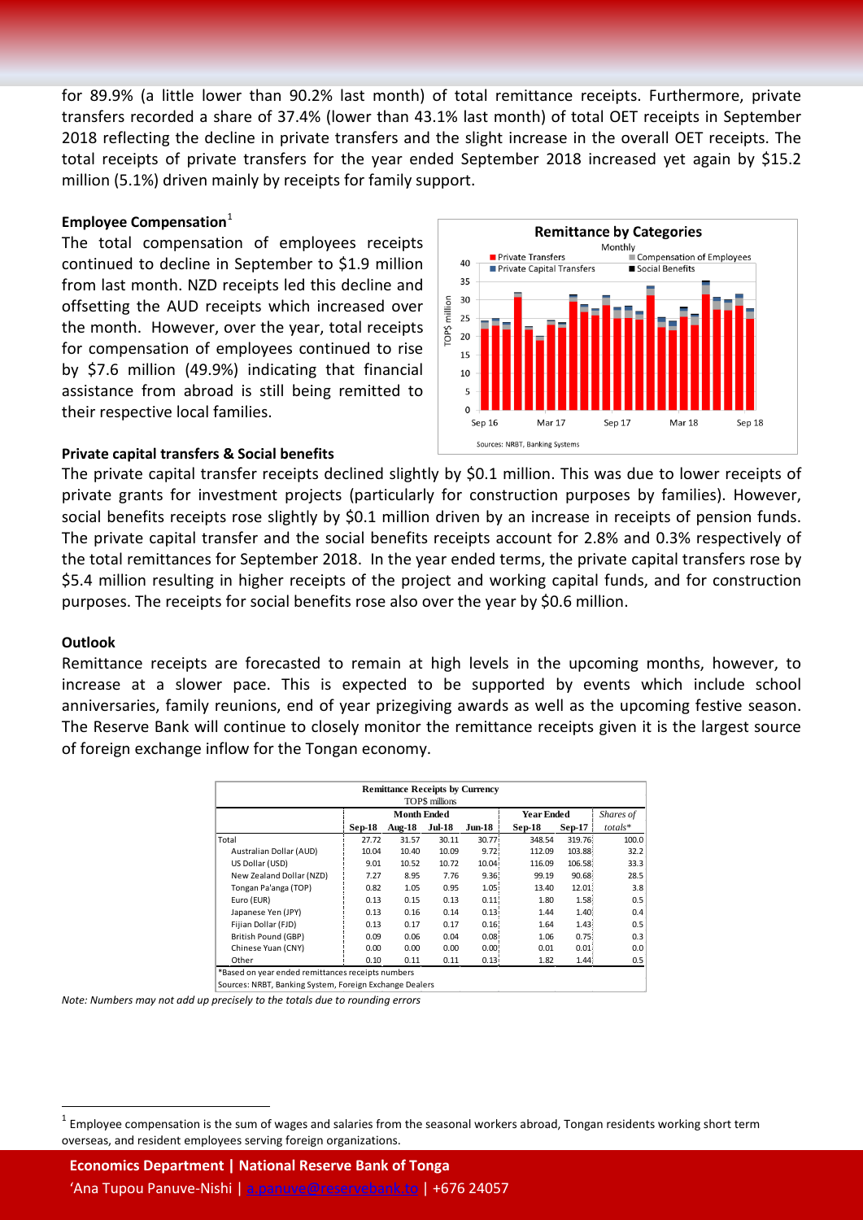for 89.9% (a little lower than 90.2% last month) of total remittance receipts. Furthermore, private transfers recorded a share of 37.4% (lower than 43.1% last month) of total OET receipts in September 2018 reflecting the decline in private transfers and the slight increase in the overall OET receipts. The total receipts of private transfers for the year ended September 2018 increased yet again by $15.2 million (5.1%) driven mainly by receipts for family support.

**Employee Compensation**[1]

The total compensation of employees receipts continued to decline in September to $1.9 million from last month. NZD receipts led this decline and offsetting the AUD receipts which increased over the month. However, over the year, total receipts for compensation of employees continued to rise by $7.6 million (49.9%) indicating that financial assistance from abroad is still being remitted to their respective local families.

**Remittance by Categories**
Monthly
Private Transfers
Compensation of Employees
Private Capital Transfers
Social Benefits
TOP$ million
40
35
30
25
20
15
10
5
0
Sep 16
Mar 17
Sep 17
Mar 18
Sep 18
Sources: NRBT, Banking Systems

**Private capital transfers & Social benefits**

The private capital transfer receipts declined slightly by $0.1 million. This was due to lower receipts of private grants for investment projects (particularly for construction purposes by families). However, social benefits receipts rose slightly by $0.1 million driven by an increase in receipts of pension funds. The private capital transfer and the social benefits receipts account for 2.8% and 0.3% respectively of the total remittances for September 2018. In the year ended terms, the private capital transfers rose by $5.4 million resulting in higher receipts of the project and working capital funds, and for construction purposes. The receipts for social benefits rose also over the year by $0.6 million.

**Outlook**

Remittance receipts are forecasted to remain at high levels in the upcoming months, however, to increase at a slower pace. This is expected to be supported by events which include school anniversaries, family reunions, end of year prizegiving awards as well as the upcoming festive season. The Reserve Bank will continue to closely monitor the remittance receipts given it is the largest source of foreign exchange inflow for the Tongan economy.

**Remittance Receipts by Currency**
TOP$ millions

| | Month Ended | | | | Year Ended | | *Shares of* |
|---|---|---|---|---|---|---|---|
| | Sep-18 | Aug-18 | Jul-18 | Jun-18 | Sep-18 | Sep-17 | *totals** |
| Total | 27.72 | 31.57 | 30.11 | 30.77 | 348.54 | 319.76 | 100.0 |
| Australian Dollar (AUD) | 10.04 | 10.40 | 10.09 | 9.72 | 112.09 | 103.88 | 32.2 |
| US Dollar (USD) | 9.01 | 10.52 | 10.72 | 10.04 | 116.09 | 106.58 | 33.3 |
| New Zealand Dollar (NZD) | 7.27 | 8.95 | 7.76 | 9.36 | 99.19 | 90.68 | 28.5 |
| Tongan Pa'anga (TOP) | 0.82 | 1.05 | 0.95 | 1.05 | 13.40 | 12.01 | 3.8 |
| Euro (EUR) | 0.13 | 0.15 | 0.13 | 0.11 | 1.80 | 1.58 | 0.5 |
| Japanese Yen (JPY) | 0.13 | 0.16 | 0.14 | 0.13 | 1.44 | 1.40 | 0.4 |
| Fijian Dollar (FJD) | 0.13 | 0.17 | 0.17 | 0.16 | 1.64 | 1.43 | 0.5 |
| British Pound (GBP) | 0.09 | 0.06 | 0.04 | 0.08 | 1.06 | 0.75 | 0.3 |
| Chinese Yuan (CNY) | 0.00 | 0.00 | 0.00 | 0.00 | 0.01 | 0.01 | 0.0 |
| Other | 0.10 | 0.11 | 0.11 | 0.13 | 1.82 | 1.44 | 0.5 |

*Based on year ended remittances receipts numbers
Sources: NRBT, Banking System, Foreign Exchange Dealers

*Note: Numbers may not add up precisely to the totals due to rounding errors*

[1] Employee compensation is the sum of wages and salaries from the seasonal workers abroad, Tongan residents working short term overseas, and resident employees serving foreign organizations.

**Economics Department | National Reserve Bank of Tonga**
'Ana Tupou Panuve-Nishi | a.panuve@reservebank.to | +676 24057